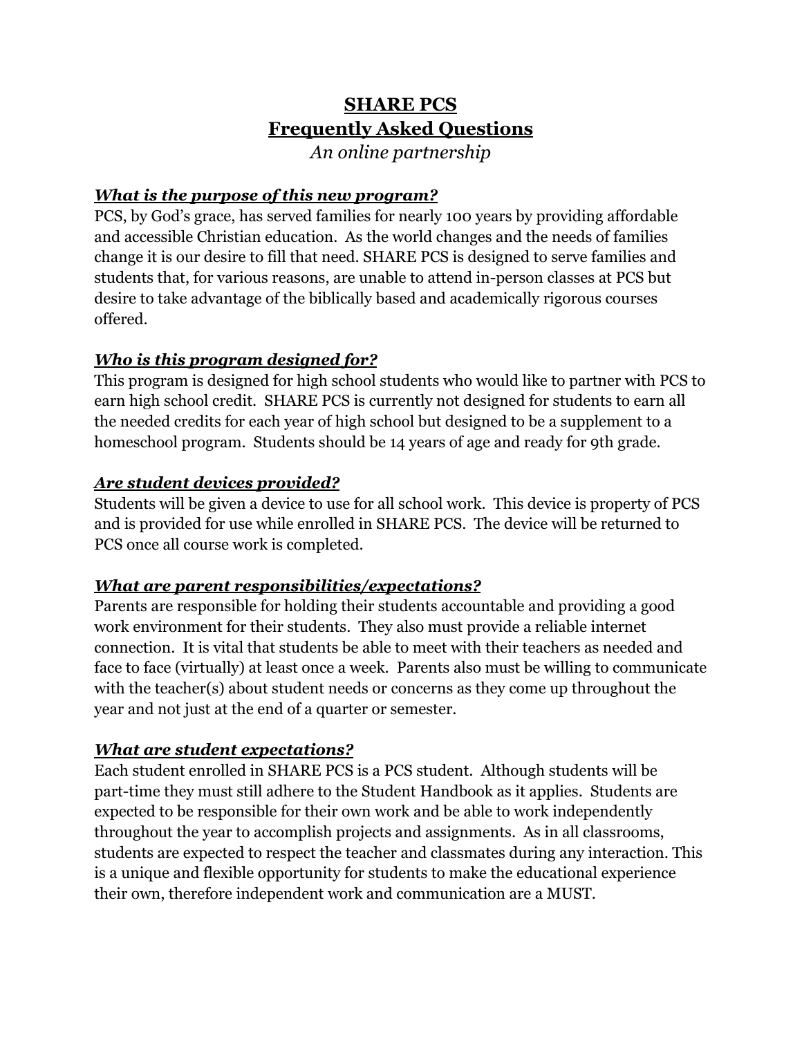# SHARE PCS
# Frequently Asked Questions

*An online partnership*

### ***What is the purpose of this new program?***

PCS, by God's grace, has served families for nearly 100 years by providing affordable and accessible Christian education. As the world changes and the needs of families change it is our desire to fill that need. SHARE PCS is designed to serve families and students that, for various reasons, are unable to attend in-person classes at PCS but desire to take advantage of the biblically based and academically rigorous courses offered.

### ***Who is this program designed for?***

This program is designed for high school students who would like to partner with PCS to earn high school credit. SHARE PCS is currently not designed for students to earn all the needed credits for each year of high school but designed to be a supplement to a homeschool program. Students should be 14 years of age and ready for 9th grade.

### ***Are student devices provided?***

Students will be given a device to use for all school work. This device is property of PCS and is provided for use while enrolled in SHARE PCS. The device will be returned to PCS once all course work is completed.

### ***What are parent responsibilities/expectations?***

Parents are responsible for holding their students accountable and providing a good work environment for their students. They also must provide a reliable internet connection. It is vital that students be able to meet with their teachers as needed and face to face (virtually) at least once a week. Parents also must be willing to communicate with the teacher(s) about student needs or concerns as they come up throughout the year and not just at the end of a quarter or semester.

### ***What are student expectations?***

Each student enrolled in SHARE PCS is a PCS student. Although students will be part-time they must still adhere to the Student Handbook as it applies. Students are expected to be responsible for their own work and be able to work independently throughout the year to accomplish projects and assignments. As in all classrooms, students are expected to respect the teacher and classmates during any interaction. This is a unique and flexible opportunity for students to make the educational experience their own, therefore independent work and communication are a MUST.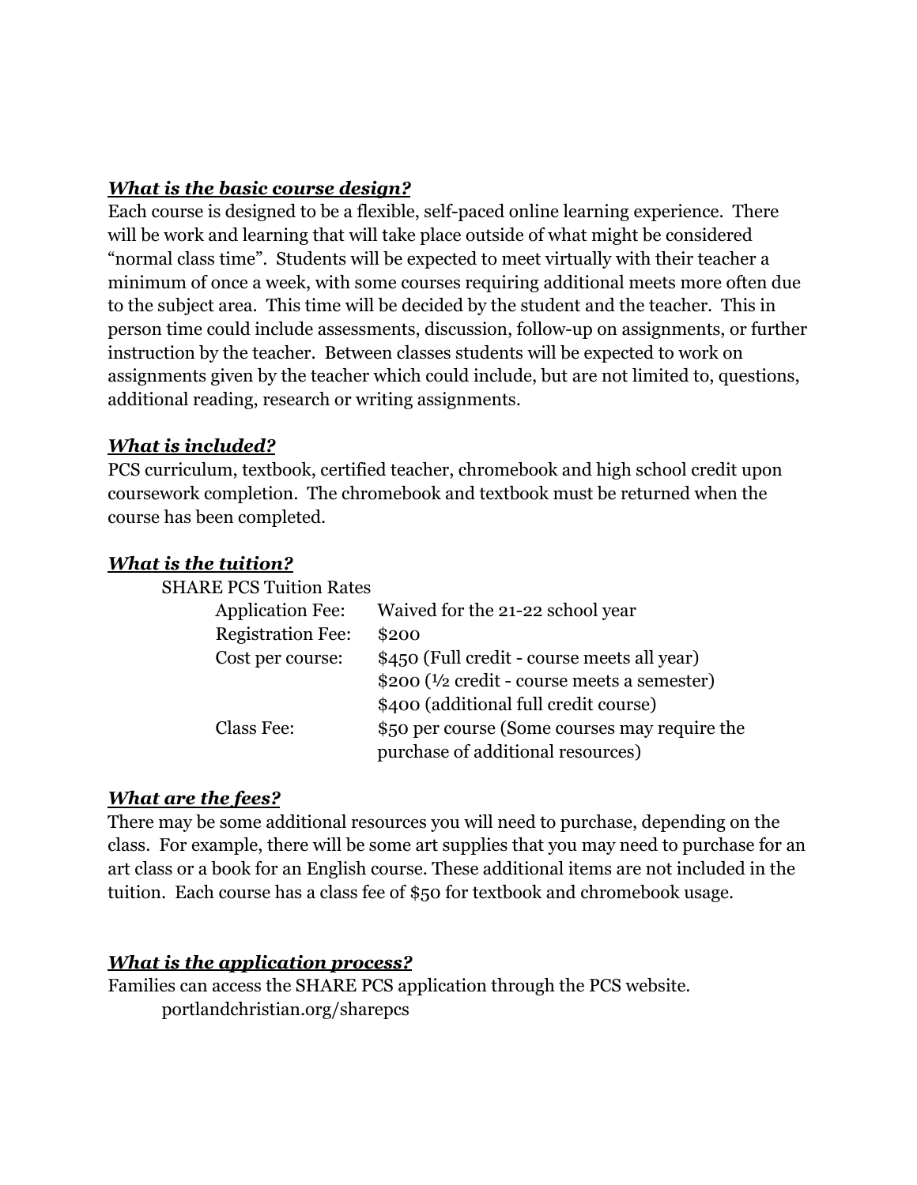***What is the basic course design?***

Each course is designed to be a flexible, self-paced online learning experience. There will be work and learning that will take place outside of what might be considered "normal class time". Students will be expected to meet virtually with their teacher a minimum of once a week, with some courses requiring additional meets more often due to the subject area. This time will be decided by the student and the teacher. This in person time could include assessments, discussion, follow-up on assignments, or further instruction by the teacher. Between classes students will be expected to work on assignments given by the teacher which could include, but are not limited to, questions, additional reading, research or writing assignments.

***What is included?***

PCS curriculum, textbook, certified teacher, chromebook and high school credit upon coursework completion. The chromebook and textbook must be returned when the course has been completed.

***What is the tuition?***

SHARE PCS Tuition Rates

| | |
|---|---|
| Application Fee: | Waived for the 21-22 school year |
| Registration Fee: | $200 |
| Cost per course: | $450 (Full credit - course meets all year) |
| | $200 (½ credit - course meets a semester) |
| | $400 (additional full credit course) |
| Class Fee: | $50 per course (Some courses may require the purchase of additional resources) |

***What are the fees?***

There may be some additional resources you will need to purchase, depending on the class. For example, there will be some art supplies that you may need to purchase for an art class or a book for an English course. These additional items are not included in the tuition. Each course has a class fee of $50 for textbook and chromebook usage.

***What is the application process?***

Families can access the SHARE PCS application through the PCS website.

portlandchristian.org/sharepcs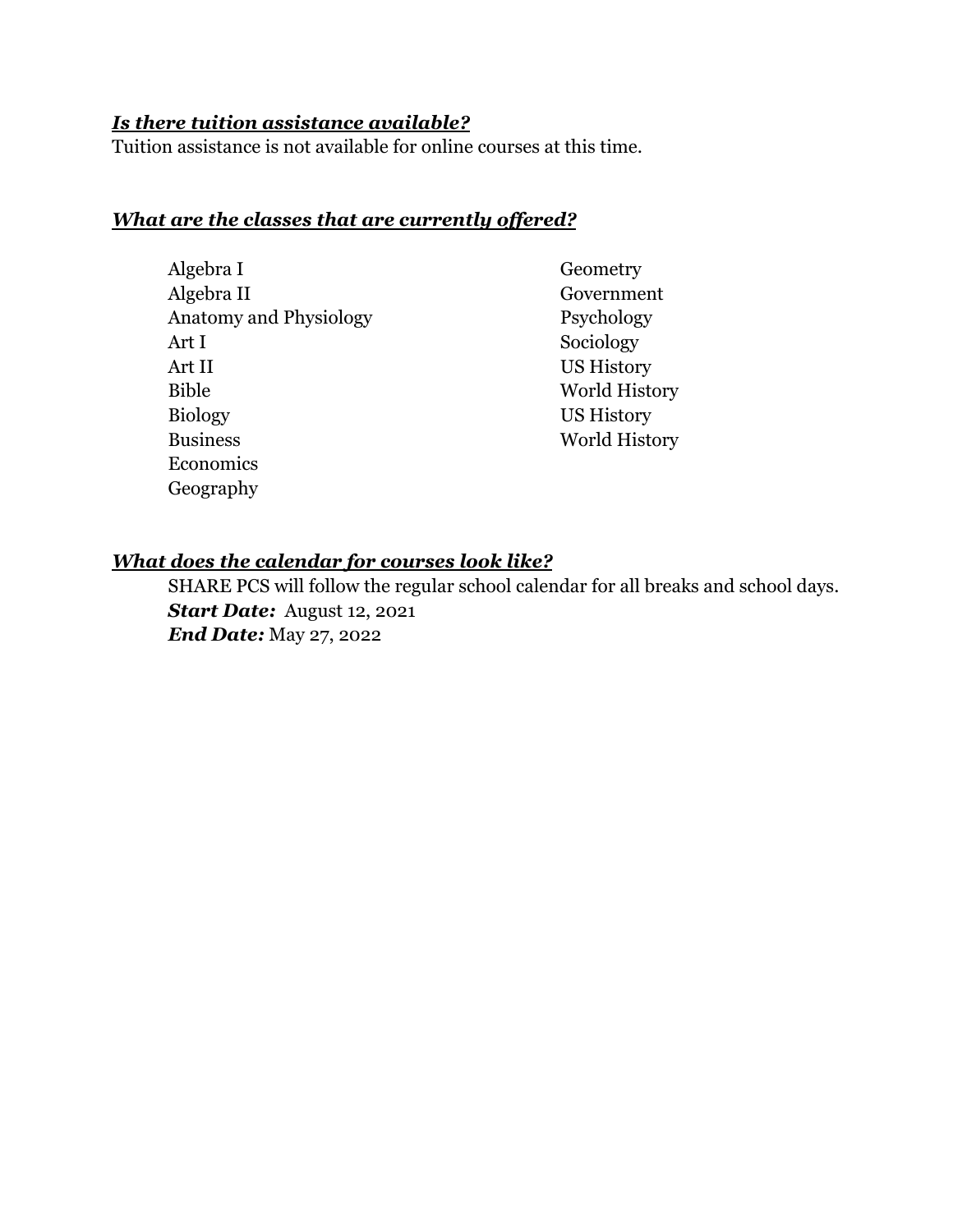***Is there tuition assistance available?***

Tuition assistance is not available for online courses at this time.

***What are the classes that are currently offered?***

- Algebra I
- Algebra II
- Anatomy and Physiology
- Art I
- Art II
- Bible
- Biology
- Business
- Economics
- Geography
- Geometry
- Government
- Psychology
- Sociology
- US History
- World History
- US History
- World History

***What does the calendar for courses look like?***

SHARE PCS will follow the regular school calendar for all breaks and school days.

***Start Date:*** August 12, 2021

***End Date:*** May 27, 2022